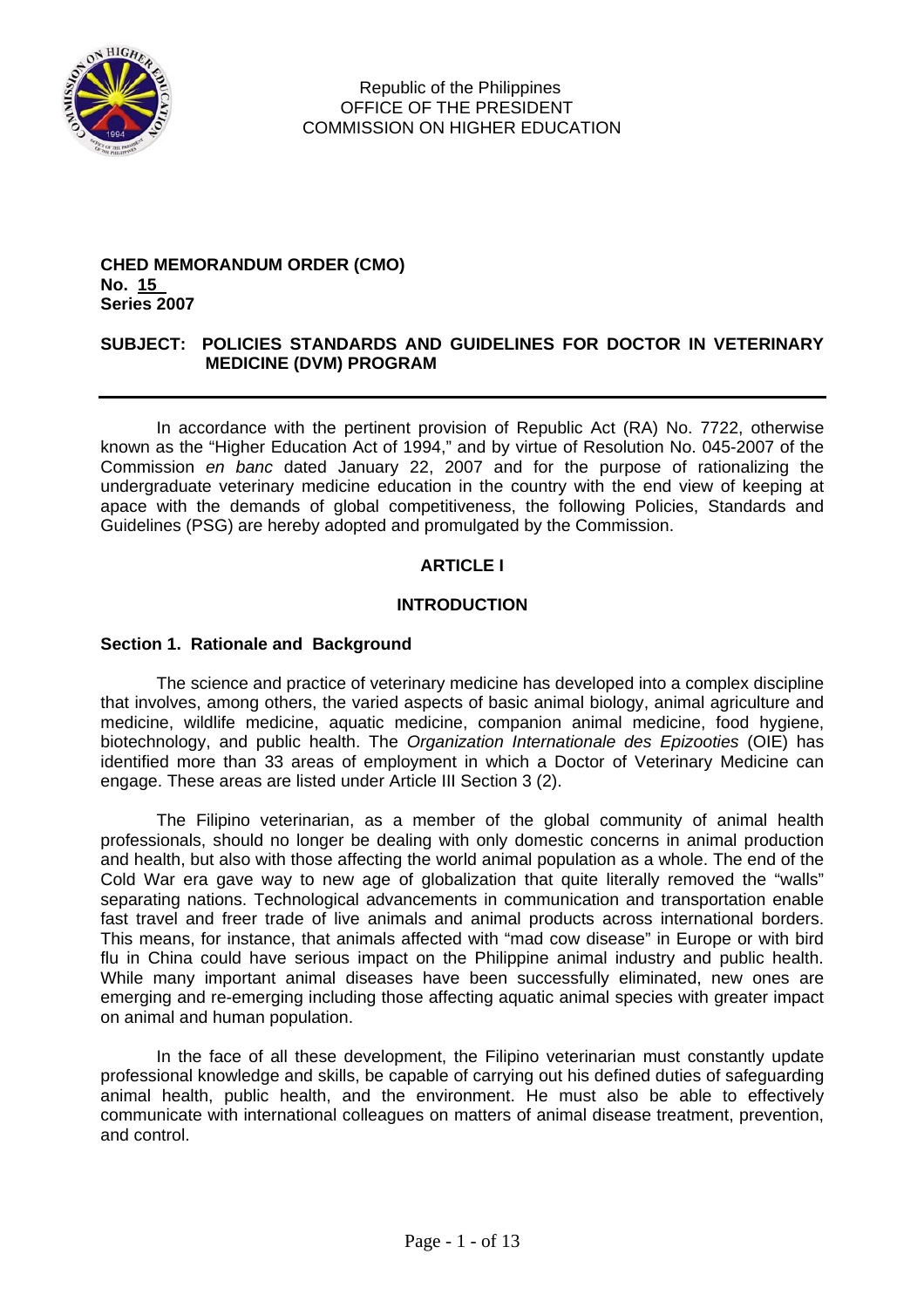Republic of the Philippines
OFFICE OF THE PRESIDENT
COMMISSION ON HIGHER EDUCATION

**CHED MEMORANDUM ORDER (CMO)**
**No. 15**
**Series 2007**

**SUBJECT: POLICIES STANDARDS AND GUIDELINES FOR DOCTOR IN VETERINARY MEDICINE (DVM) PROGRAM**

---

In accordance with the pertinent provision of Republic Act (RA) No. 7722, otherwise known as the "Higher Education Act of 1994," and by virtue of Resolution No. 045-2007 of the Commission *en banc* dated January 22, 2007 and for the purpose of rationalizing the undergraduate veterinary medicine education in the country with the end view of keeping at apace with the demands of global competitiveness, the following Policies, Standards and Guidelines (PSG) are hereby adopted and promulgated by the Commission.

## ARTICLE I

## INTRODUCTION

### Section 1. Rationale and Background

The science and practice of veterinary medicine has developed into a complex discipline that involves, among others, the varied aspects of basic animal biology, animal agriculture and medicine, wildlife medicine, aquatic medicine, companion animal medicine, food hygiene, biotechnology, and public health. The *Organization Internationale des Epizooties* (OIE) has identified more than 33 areas of employment in which a Doctor of Veterinary Medicine can engage. These areas are listed under Article III Section 3 (2).

The Filipino veterinarian, as a member of the global community of animal health professionals, should no longer be dealing with only domestic concerns in animal production and health, but also with those affecting the world animal population as a whole. The end of the Cold War era gave way to new age of globalization that quite literally removed the "walls" separating nations. Technological advancements in communication and transportation enable fast travel and freer trade of live animals and animal products across international borders. This means, for instance, that animals affected with "mad cow disease" in Europe or with bird flu in China could have serious impact on the Philippine animal industry and public health. While many important animal diseases have been successfully eliminated, new ones are emerging and re-emerging including those affecting aquatic animal species with greater impact on animal and human population.

In the face of all these development, the Filipino veterinarian must constantly update professional knowledge and skills, be capable of carrying out his defined duties of safeguarding animal health, public health, and the environment. He must also be able to effectively communicate with international colleagues on matters of animal disease treatment, prevention, and control.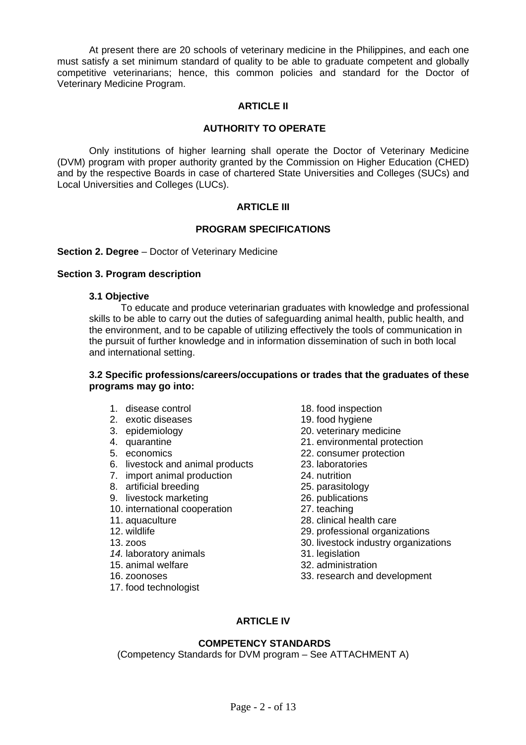At present there are 20 schools of veterinary medicine in the Philippines, and each one must satisfy a set minimum standard of quality to be able to graduate competent and globally competitive veterinarians; hence, this common policies and standard for the Doctor of Veterinary Medicine Program.

## ARTICLE II

## AUTHORITY TO OPERATE

Only institutions of higher learning shall operate the Doctor of Veterinary Medicine (DVM) program with proper authority granted by the Commission on Higher Education (CHED) and by the respective Boards in case of chartered State Universities and Colleges (SUCs) and Local Universities and Colleges (LUCs).

## ARTICLE III

## PROGRAM SPECIFICATIONS

**Section 2. Degree** – Doctor of Veterinary Medicine

**Section 3. Program description**

**3.1 Objective**

To educate and produce veterinarian graduates with knowledge and professional skills to be able to carry out the duties of safeguarding animal health, public health, and the environment, and to be capable of utilizing effectively the tools of communication in the pursuit of further knowledge and in information dissemination of such in both local and international setting.

**3.2 Specific professions/careers/occupations or trades that the graduates of these programs may go into:**

1. disease control
2. exotic diseases
3. epidemiology
4. quarantine
5. economics
6. livestock and animal products
7. import animal production
8. artificial breeding
9. livestock marketing
10. international cooperation
11. aquaculture
12. wildlife
13. zoos
14. laboratory animals
15. animal welfare
16. zoonoses
17. food technologist
18. food inspection
19. food hygiene
20. veterinary medicine
21. environmental protection
22. consumer protection
23. laboratories
24. nutrition
25. parasitology
26. publications
27. teaching
28. clinical health care
29. professional organizations
30. livestock industry organizations
31. legislation
32. administration
33. research and development

## ARTICLE IV

## COMPETENCY STANDARDS

(Competency Standards for DVM program – See ATTACHMENT A)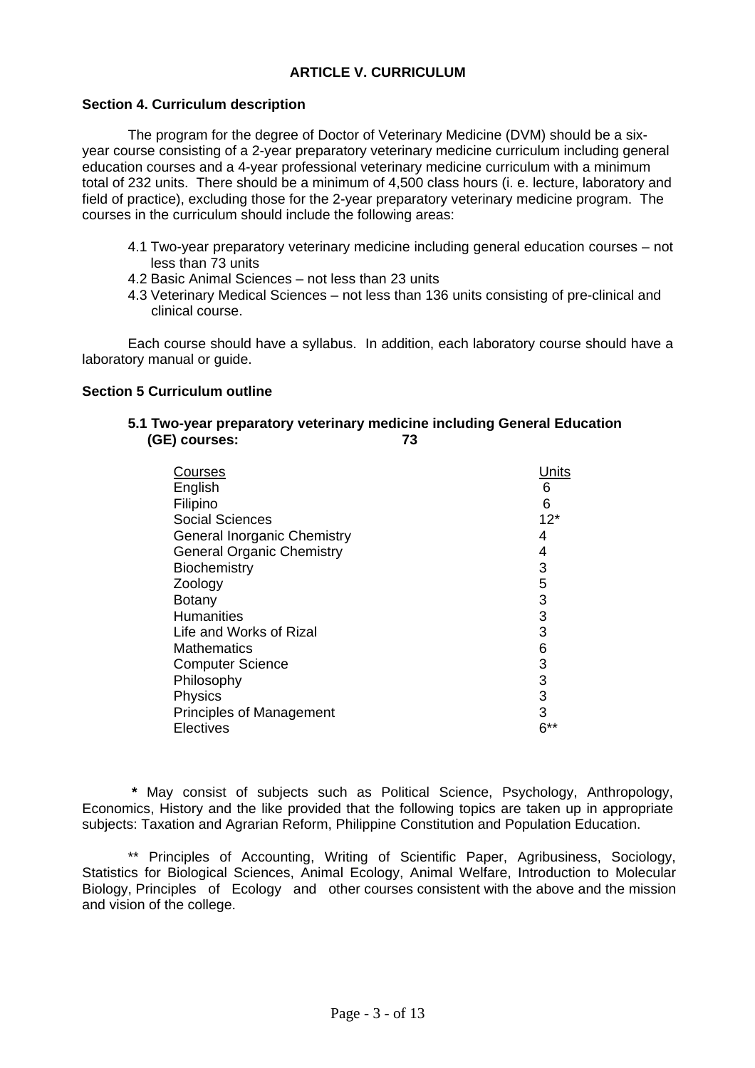## ARTICLE V. CURRICULUM

### Section 4. Curriculum description

The program for the degree of Doctor of Veterinary Medicine (DVM) should be a six-year course consisting of a 2-year preparatory veterinary medicine curriculum including general education courses and a 4-year professional veterinary medicine curriculum with a minimum total of 232 units. There should be a minimum of 4,500 class hours (i. e. lecture, laboratory and field of practice), excluding those for the 2-year preparatory veterinary medicine program. The courses in the curriculum should include the following areas:

- 4.1 Two-year preparatory veterinary medicine including general education courses – not less than 73 units
- 4.2 Basic Animal Sciences – not less than 23 units
- 4.3 Veterinary Medical Sciences – not less than 136 units consisting of pre-clinical and clinical course.

Each course should have a syllabus. In addition, each laboratory course should have a laboratory manual or guide.

### Section 5 Curriculum outline

**5.1 Two-year preparatory veterinary medicine including General Education (GE) courses: 73**

| Courses | Units |
|---|---|
| English | 6 |
| Filipino | 6 |
| Social Sciences | 12* |
| General Inorganic Chemistry | 4 |
| General Organic Chemistry | 4 |
| Biochemistry | 3 |
| Zoology | 5 |
| Botany | 3 |
| Humanities | 3 |
| Life and Works of Rizal | 3 |
| Mathematics | 6 |
| Computer Science | 3 |
| Philosophy | 3 |
| Physics | 3 |
| Principles of Management | 3 |
| Electives | 6** |

\* May consist of subjects such as Political Science, Psychology, Anthropology, Economics, History and the like provided that the following topics are taken up in appropriate subjects: Taxation and Agrarian Reform, Philippine Constitution and Population Education.

** Principles of Accounting, Writing of Scientific Paper, Agribusiness, Sociology, Statistics for Biological Sciences, Animal Ecology, Animal Welfare, Introduction to Molecular Biology, Principles of Ecology and other courses consistent with the above and the mission and vision of the college.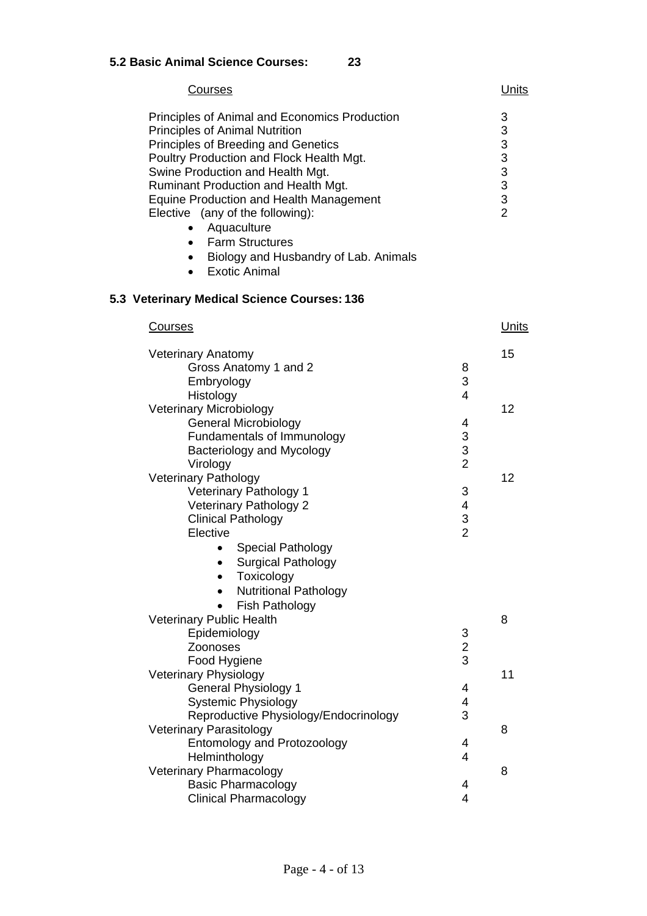### 5.2 Basic Animal Science Courses: 23

| Courses | Units |
|---|---|
| Principles of Animal and Economics Production | 3 |
| Principles of Animal Nutrition | 3 |
| Principles of Breeding and Genetics | 3 |
| Poultry Production and Flock Health Mgt. | 3 |
| Swine Production and Health Mgt. | 3 |
| Ruminant Production and Health Mgt. | 3 |
| Equine Production and Health Management | 3 |
| Elective (any of the following): | 2 |

- Aquaculture
- Farm Structures
- Biology and Husbandry of Lab. Animals
- Exotic Animal

### 5.3 Veterinary Medical Science Courses: 136

| Courses | | Units |
|---|---|---|
| Veterinary Anatomy | | 15 |
| Gross Anatomy 1 and 2 | 8 | |
| Embryology | 3 | |
| Histology | 4 | |
| Veterinary Microbiology | | 12 |
| General Microbiology | 4 | |
| Fundamentals of Immunology | 3 | |
| Bacteriology and Mycology | 3 | |
| Virology | 2 | |
| Veterinary Pathology | | 12 |
| Veterinary Pathology 1 | 3 | |
| Veterinary Pathology 2 | 4 | |
| Clinical Pathology | 3 | |
| Elective | 2 | |
| • Special Pathology | | |
| • Surgical Pathology | | |
| • Toxicology | | |
| • Nutritional Pathology | | |
| • Fish Pathology | | |
| Veterinary Public Health | | 8 |
| Epidemiology | 3 | |
| Zoonoses | 2 | |
| Food Hygiene | 3 | |
| Veterinary Physiology | | 11 |
| General Physiology 1 | 4 | |
| Systemic Physiology | 4 | |
| Reproductive Physiology/Endocrinology | 3 | |
| Veterinary Parasitology | | 8 |
| Entomology and Protozoology | 4 | |
| Helminthology | 4 | |
| Veterinary Pharmacology | | 8 |
| Basic Pharmacology | 4 | |
| Clinical Pharmacology | 4 | |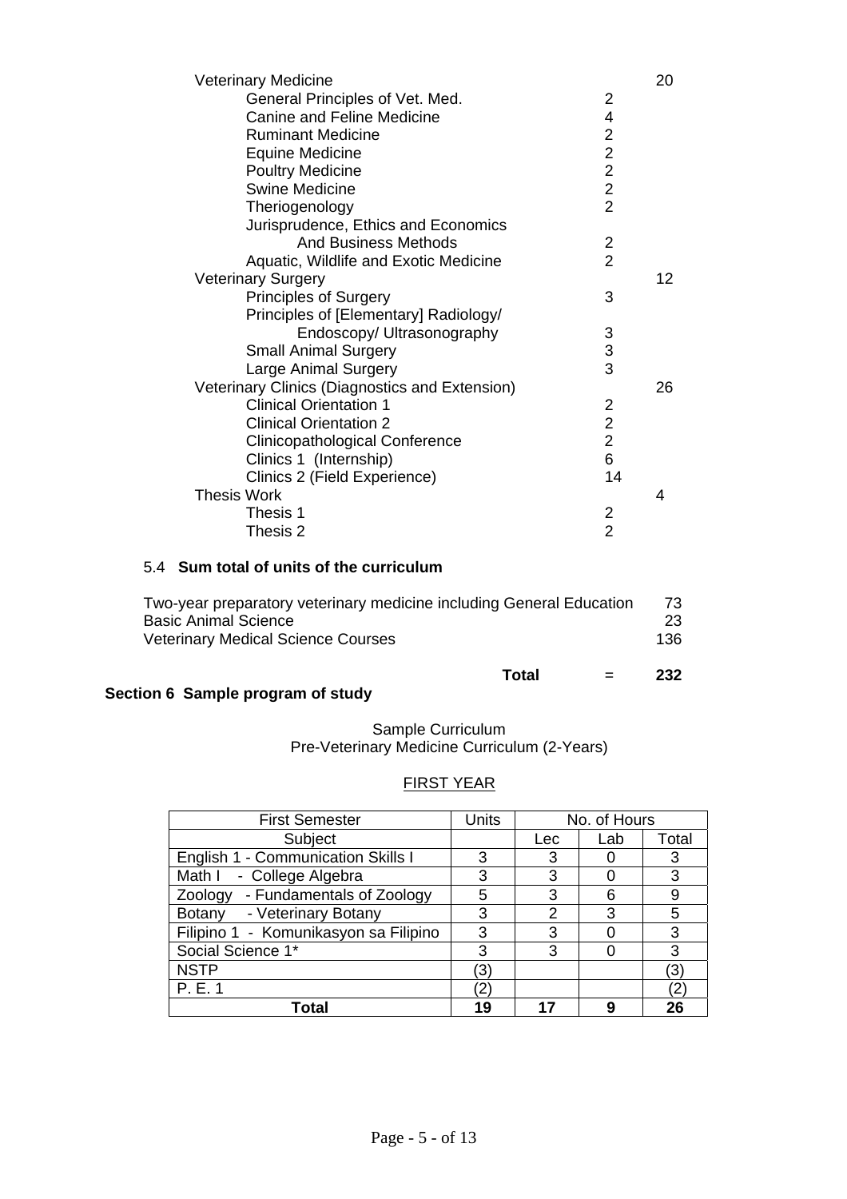| | | |
|---|---|---|
| Veterinary Medicine | | 20 |
| General Principles of Vet. Med. | 2 | |
| Canine and Feline Medicine | 4 | |
| Ruminant Medicine | 2 | |
| Equine Medicine | 2 | |
| Poultry Medicine | 2 | |
| Swine Medicine | 2 | |
| Theriogenology | 2 | |
| Jurisprudence, Ethics and Economics And Business Methods | 2 | |
| Aquatic, Wildlife and Exotic Medicine | 2 | |
| Veterinary Surgery | | 12 |
| Principles of Surgery | 3 | |
| Principles of [Elementary] Radiology/ Endoscopy/ Ultrasonography | 3 | |
| Small Animal Surgery | 3 | |
| Large Animal Surgery | 3 | |
| Veterinary Clinics (Diagnostics and Extension) | | 26 |
| Clinical Orientation 1 | 2 | |
| Clinical Orientation 2 | 2 | |
| Clinicopathological Conference | 2 | |
| Clinics 1 (Internship) | 6 | |
| Clinics 2 (Field Experience) | 14 | |
| Thesis Work | | 4 |
| Thesis 1 | 2 | |
| Thesis 2 | 2 | |

### 5.4 **Sum total of units of the curriculum**

| | |
|---|---|
| Two-year preparatory veterinary medicine including General Education | 73 |
| Basic Animal Science | 23 |
| Veterinary Medical Science Courses | 136 |
| **Total =** | **232** |

## Section 6 Sample program of study

Sample Curriculum
Pre-Veterinary Medicine Curriculum (2-Years)

FIRST YEAR

| First Semester | Units | No. of Hours | | |
|---|---|---|---|---|
| Subject | | Lec | Lab | Total |
| English 1 - Communication Skills I | 3 | 3 | 0 | 3 |
| Math I - College Algebra | 3 | 3 | 0 | 3 |
| Zoology - Fundamentals of Zoology | 5 | 3 | 6 | 9 |
| Botany - Veterinary Botany | 3 | 2 | 3 | 5 |
| Filipino 1 - Komunikasyon sa Filipino | 3 | 3 | 0 | 3 |
| Social Science 1* | 3 | 3 | 0 | 3 |
| NSTP | (3) | | | (3) |
| P. E. 1 | (2) | | | (2) |
| **Total** | **19** | **17** | **9** | **26** |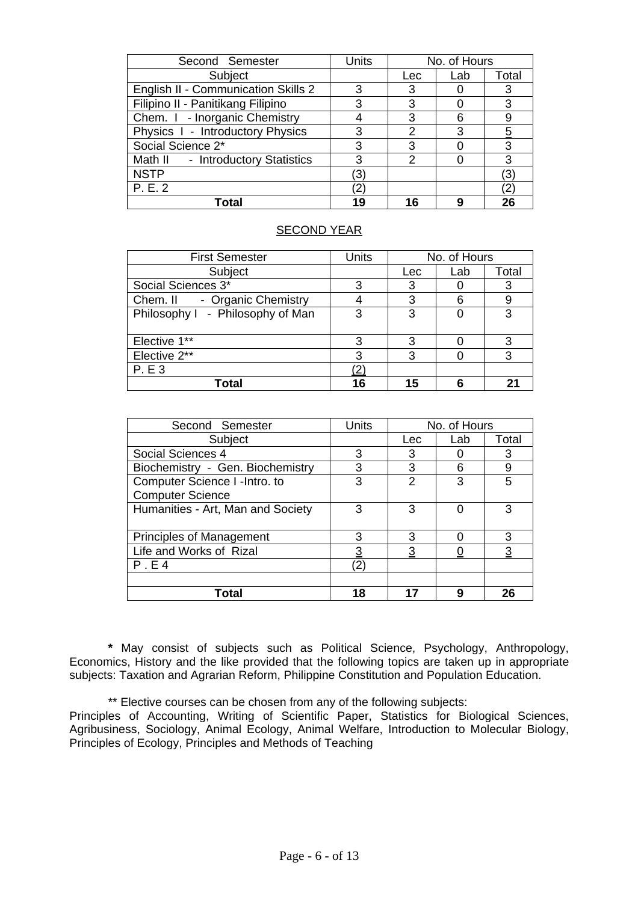| Second Semester | Units | No. of Hours | | |
|---|---|---|---|---|
| Subject | | Lec | Lab | Total |
| English II - Communication Skills 2 | 3 | 3 | 0 | 3 |
| Filipino II - Panitikang Filipino | 3 | 3 | 0 | 3 |
| Chem. I - Inorganic Chemistry | 4 | 3 | 6 | 9 |
| Physics I - Introductory Physics | 3 | 2 | 3 | 5 |
| Social Science 2* | 3 | 3 | 0 | 3 |
| Math II - Introductory Statistics | 3 | 2 | 0 | 3 |
| NSTP | (3) | | | (3) |
| P. E. 2 | (2) | | | (2) |
| **Total** | **19** | **16** | **9** | **26** |

## SECOND YEAR

| First Semester | Units | No. of Hours | | |
|---|---|---|---|---|
| Subject | | Lec | Lab | Total |
| Social Sciences 3* | 3 | 3 | 0 | 3 |
| Chem. II - Organic Chemistry | 4 | 3 | 6 | 9 |
| Philosophy I - Philosophy of Man | 3 | 3 | 0 | 3 |
| Elective 1** | 3 | 3 | 0 | 3 |
| Elective 2** | 3 | 3 | 0 | 3 |
| P. E 3 | (2) | | | |
| **Total** | **16** | **15** | **6** | **21** |

| Second Semester | Units | No. of Hours | | |
|---|---|---|---|---|
| Subject | | Lec | Lab | Total |
| Social Sciences 4 | 3 | 3 | 0 | 3 |
| Biochemistry - Gen. Biochemistry | 3 | 3 | 6 | 9 |
| Computer Science I -Intro. to Computer Science | 3 | 2 | 3 | 5 |
| Humanities - Art, Man and Society | 3 | 3 | 0 | 3 |
| Principles of Management | 3 | 3 | 0 | 3 |
| Life and Works of Rizal | 3 | 3 | 0 | 3 |
| P . E 4 | (2) | | | |
| | | | | |
| **Total** | **18** | **17** | **9** | **26** |

**\*** May consist of subjects such as Political Science, Psychology, Anthropology, Economics, History and the like provided that the following topics are taken up in appropriate subjects: Taxation and Agrarian Reform, Philippine Constitution and Population Education.

** Elective courses can be chosen from any of the following subjects: Principles of Accounting, Writing of Scientific Paper, Statistics for Biological Sciences, Agribusiness, Sociology, Animal Ecology, Animal Welfare, Introduction to Molecular Biology, Principles of Ecology, Principles and Methods of Teaching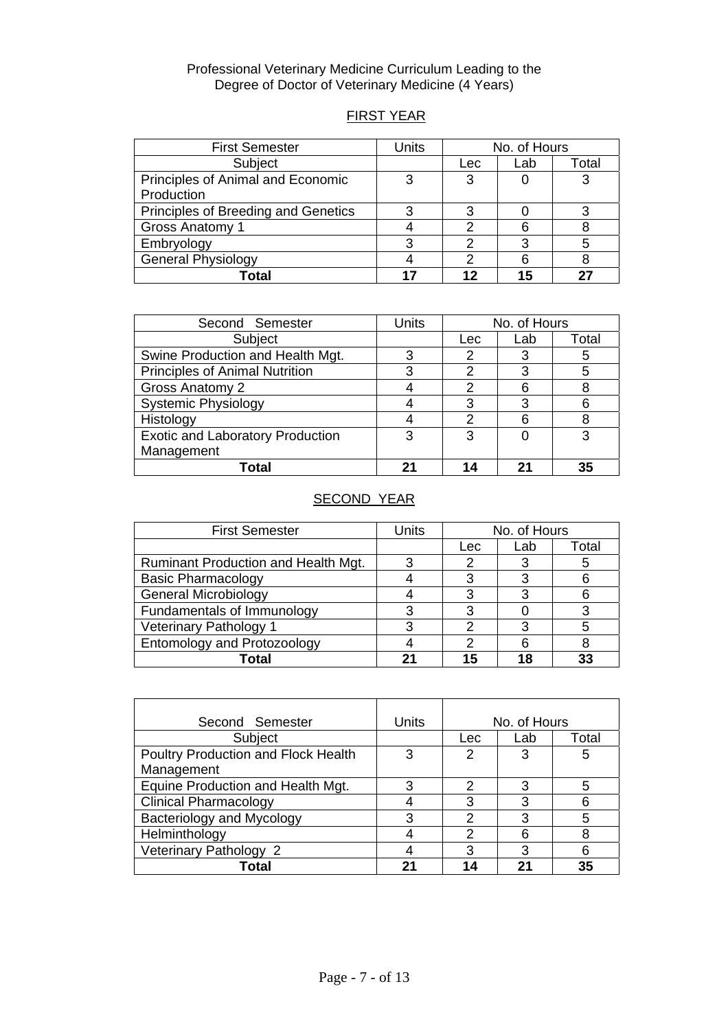Professional Veterinary Medicine Curriculum Leading to the Degree of Doctor of Veterinary Medicine (4 Years)

## FIRST YEAR

| First Semester | Units | No. of Hours | | |
|---|---|---|---|---|
| Subject | | Lec | Lab | Total |
| Principles of Animal and Economic Production | 3 | 3 | 0 | 3 |
| Principles of Breeding and Genetics | 3 | 3 | 0 | 3 |
| Gross Anatomy 1 | 4 | 2 | 6 | 8 |
| Embryology | 3 | 2 | 3 | 5 |
| General Physiology | 4 | 2 | 6 | 8 |
| **Total** | **17** | **12** | **15** | **27** |

| Second Semester | Units | No. of Hours | | |
|---|---|---|---|---|
| Subject | | Lec | Lab | Total |
| Swine Production and Health Mgt. | 3 | 2 | 3 | 5 |
| Principles of Animal Nutrition | 3 | 2 | 3 | 5 |
| Gross Anatomy 2 | 4 | 2 | 6 | 8 |
| Systemic Physiology | 4 | 3 | 3 | 6 |
| Histology | 4 | 2 | 6 | 8 |
| Exotic and Laboratory Production Management | 3 | 3 | 0 | 3 |
| **Total** | **21** | **14** | **21** | **35** |

## SECOND YEAR

| First Semester | Units | No. of Hours | | |
|---|---|---|---|---|
| | | Lec | Lab | Total |
| Ruminant Production and Health Mgt. | 3 | 2 | 3 | 5 |
| Basic Pharmacology | 4 | 3 | 3 | 6 |
| General Microbiology | 4 | 3 | 3 | 6 |
| Fundamentals of Immunology | 3 | 3 | 0 | 3 |
| Veterinary Pathology 1 | 3 | 2 | 3 | 5 |
| Entomology and Protozoology | 4 | 2 | 6 | 8 |
| **Total** | **21** | **15** | **18** | **33** |

| Second Semester | Units | No. of Hours | | |
|---|---|---|---|---|
| Subject | | Lec | Lab | Total |
| Poultry Production and Flock Health Management | 3 | 2 | 3 | 5 |
| Equine Production and Health Mgt. | 3 | 2 | 3 | 5 |
| Clinical Pharmacology | 4 | 3 | 3 | 6 |
| Bacteriology and Mycology | 3 | 2 | 3 | 5 |
| Helminthology | 4 | 2 | 6 | 8 |
| Veterinary Pathology 2 | 4 | 3 | 3 | 6 |
| **Total** | **21** | **14** | **21** | **35** |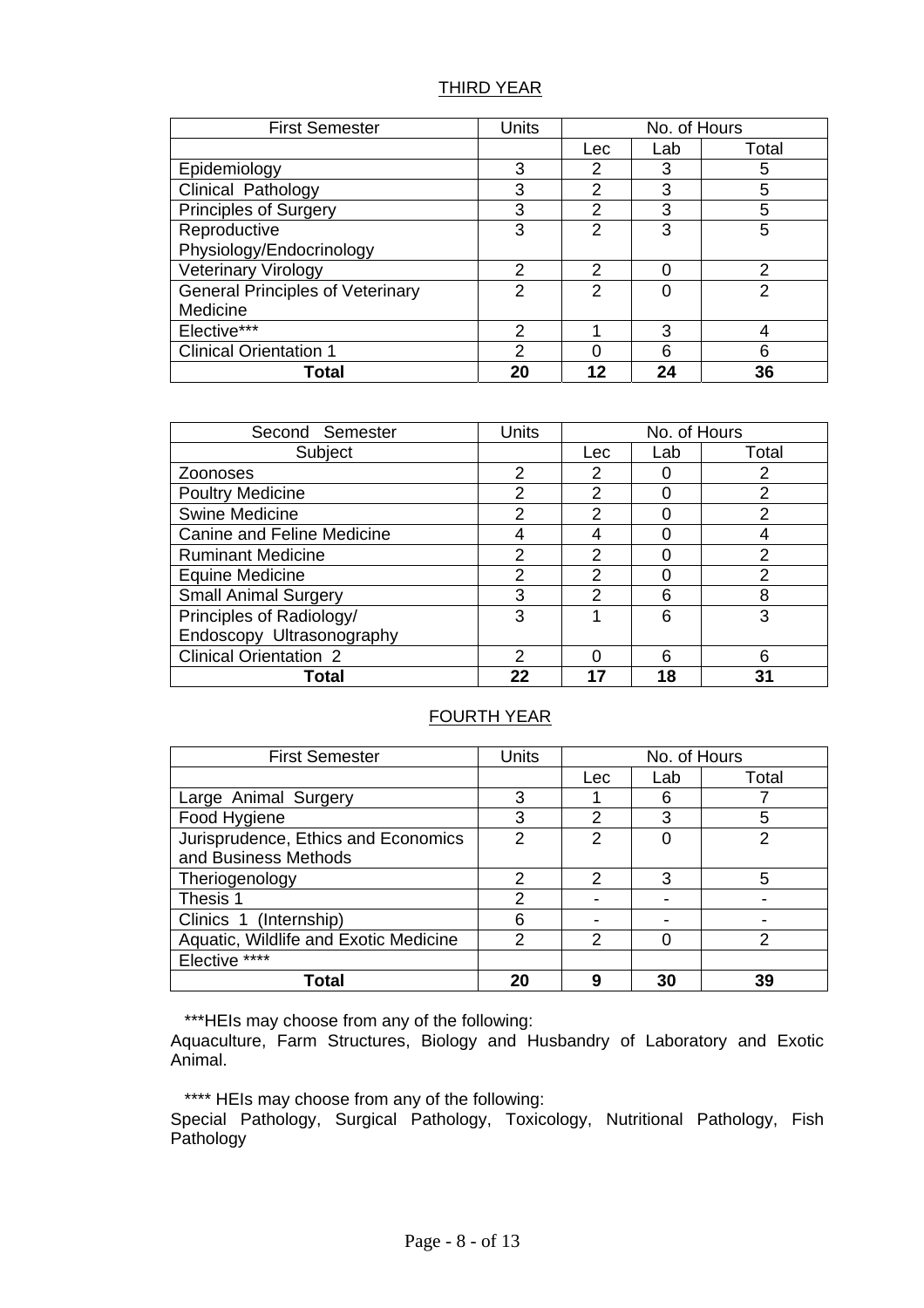## THIRD YEAR

| First Semester | Units | No. of Hours | | |
|---|---|---|---|---|
| | | Lec | Lab | Total |
| Epidemiology | 3 | 2 | 3 | 5 |
| Clinical Pathology | 3 | 2 | 3 | 5 |
| Principles of Surgery | 3 | 2 | 3 | 5 |
| Reproductive Physiology/Endocrinology | 3 | 2 | 3 | 5 |
| Veterinary Virology | 2 | 2 | 0 | 2 |
| General Principles of Veterinary Medicine | 2 | 2 | 0 | 2 |
| Elective*** | 2 | 1 | 3 | 4 |
| Clinical Orientation 1 | 2 | 0 | 6 | 6 |
| **Total** | **20** | **12** | **24** | **36** |

| Second Semester | Units | No. of Hours | | |
|---|---|---|---|---|
| Subject | | Lec | Lab | Total |
| Zoonoses | 2 | 2 | 0 | 2 |
| Poultry Medicine | 2 | 2 | 0 | 2 |
| Swine Medicine | 2 | 2 | 0 | 2 |
| Canine and Feline Medicine | 4 | 4 | 0 | 4 |
| Ruminant Medicine | 2 | 2 | 0 | 2 |
| Equine Medicine | 2 | 2 | 0 | 2 |
| Small Animal Surgery | 3 | 2 | 6 | 8 |
| Principles of Radiology/ Endoscopy Ultrasonography | 3 | 1 | 6 | 3 |
| Clinical Orientation 2 | 2 | 0 | 6 | 6 |
| **Total** | **22** | **17** | **18** | **31** |

## FOURTH YEAR

| First Semester | Units | No. of Hours | | |
|---|---|---|---|---|
| | | Lec | Lab | Total |
| Large Animal Surgery | 3 | 1 | 6 | 7 |
| Food Hygiene | 3 | 2 | 3 | 5 |
| Jurisprudence, Ethics and Economics and Business Methods | 2 | 2 | 0 | 2 |
| Theriogenology | 2 | 2 | 3 | 5 |
| Thesis 1 | 2 | - | - | - |
| Clinics 1 (Internship) | 6 | - | - | - |
| Aquatic, Wildlife and Exotic Medicine | 2 | 2 | 0 | 2 |
| Elective **** | | | | |
| **Total** | **20** | **9** | **30** | **39** |

***HEIs may choose from any of the following:
Aquaculture, Farm Structures, Biology and Husbandry of Laboratory and Exotic Animal.

**** HEIs may choose from any of the following:
Special Pathology, Surgical Pathology, Toxicology, Nutritional Pathology, Fish Pathology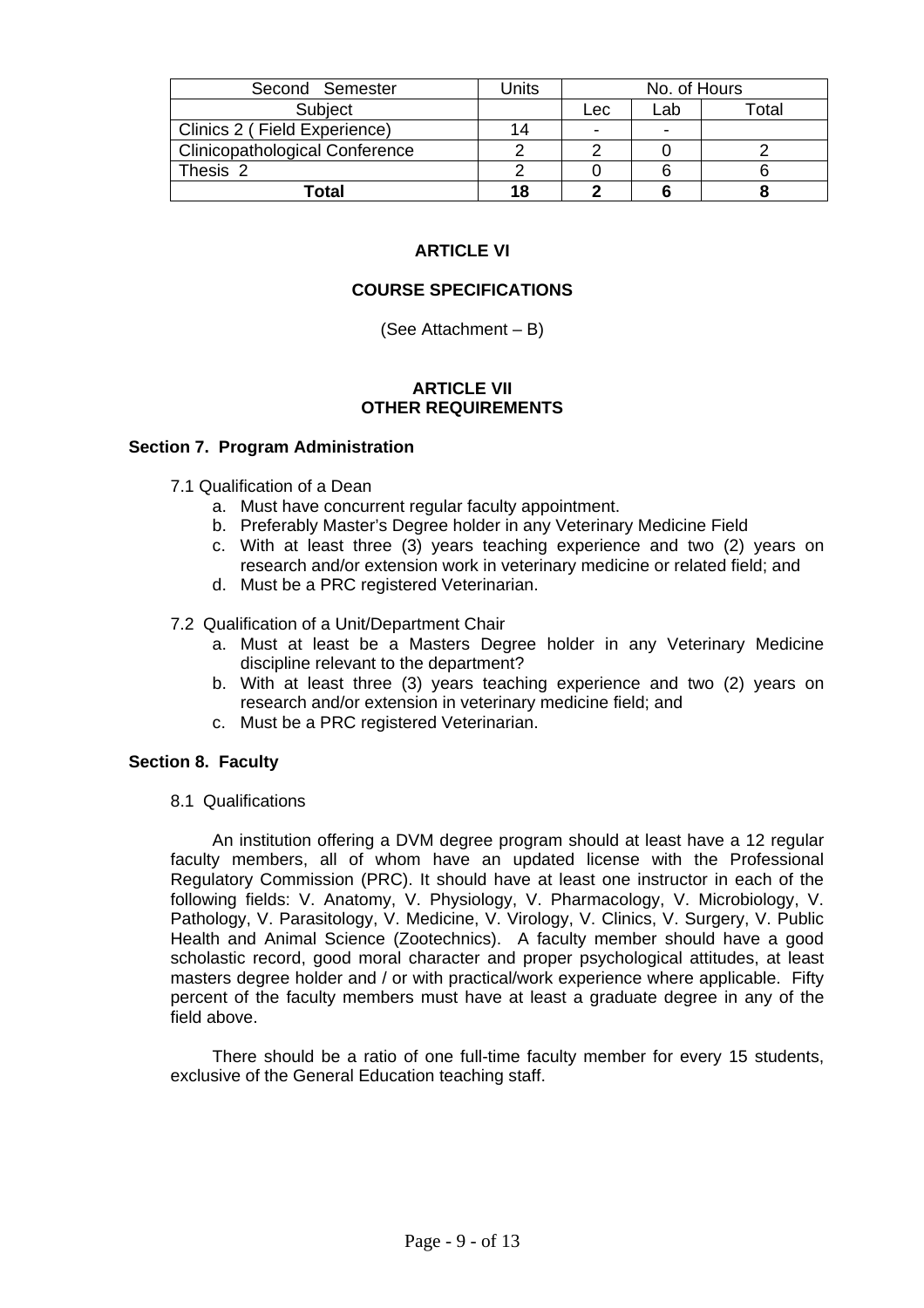| Second Semester | Units | No. of Hours | | |
|---|---|---|---|---|
| Subject | | Lec | Lab | Total |
| Clinics 2 ( Field Experience) | 14 | - | - | |
| Clinicopathological Conference | 2 | 2 | 0 | 2 |
| Thesis 2 | 2 | 0 | 6 | 6 |
| **Total** | **18** | **2** | **6** | **8** |

## ARTICLE VI

## COURSE SPECIFICATIONS

(See Attachment – B)

## ARTICLE VII
## OTHER REQUIREMENTS

### Section 7. Program Administration

7.1 Qualification of a Dean

a. Must have concurrent regular faculty appointment.
b. Preferably Master's Degree holder in any Veterinary Medicine Field
c. With at least three (3) years teaching experience and two (2) years on research and/or extension work in veterinary medicine or related field; and
d. Must be a PRC registered Veterinarian.

7.2 Qualification of a Unit/Department Chair

a. Must at least be a Masters Degree holder in any Veterinary Medicine discipline relevant to the department?
b. With at least three (3) years teaching experience and two (2) years on research and/or extension in veterinary medicine field; and
c. Must be a PRC registered Veterinarian.

### Section 8. Faculty

8.1 Qualifications

An institution offering a DVM degree program should at least have a 12 regular faculty members, all of whom have an updated license with the Professional Regulatory Commission (PRC). It should have at least one instructor in each of the following fields: V. Anatomy, V. Physiology, V. Pharmacology, V. Microbiology, V. Pathology, V. Parasitology, V. Medicine, V. Virology, V. Clinics, V. Surgery, V. Public Health and Animal Science (Zootechnics). A faculty member should have a good scholastic record, good moral character and proper psychological attitudes, at least masters degree holder and / or with practical/work experience where applicable. Fifty percent of the faculty members must have at least a graduate degree in any of the field above.

There should be a ratio of one full-time faculty member for every 15 students, exclusive of the General Education teaching staff.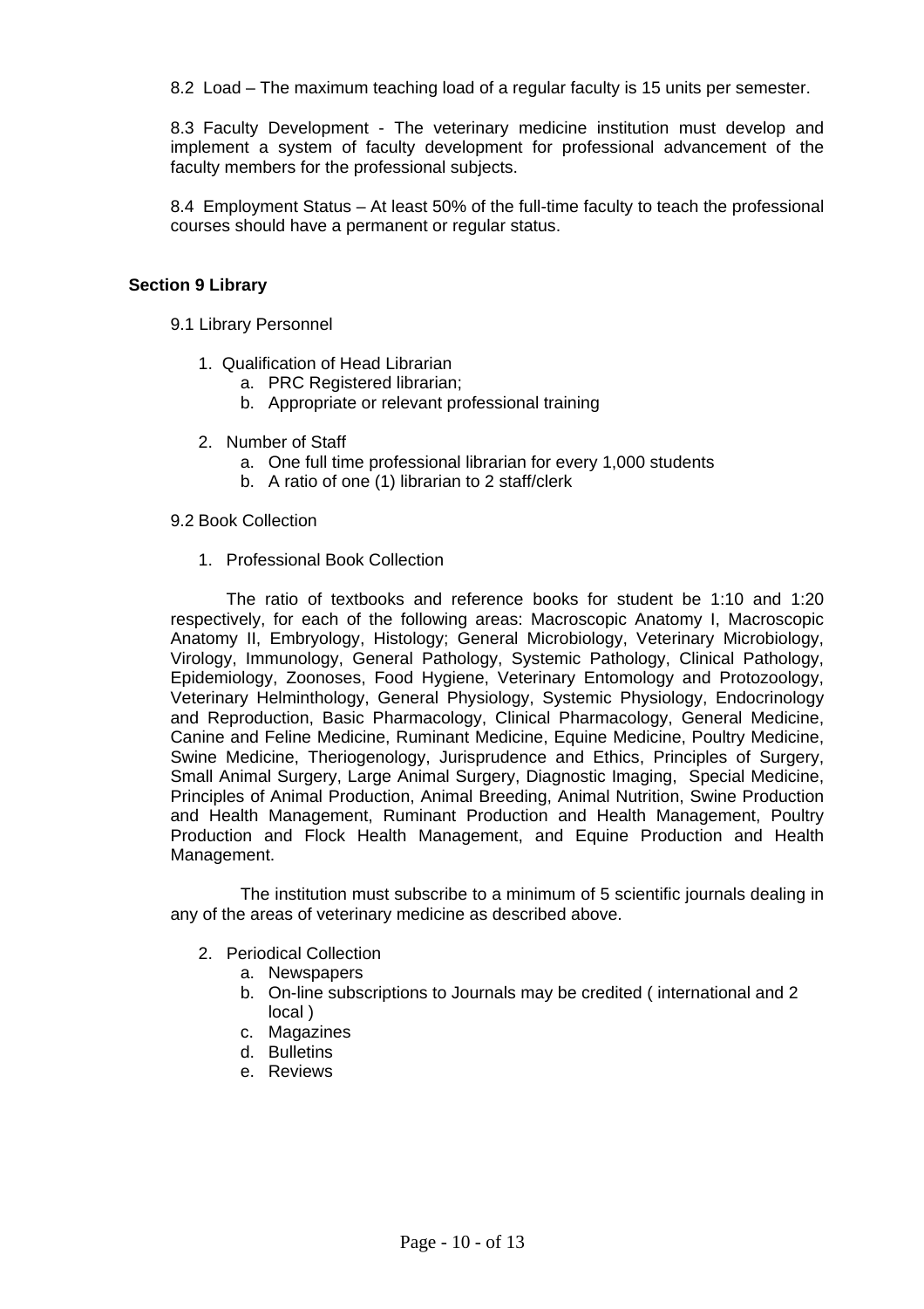8.2 Load – The maximum teaching load of a regular faculty is 15 units per semester.

8.3 Faculty Development - The veterinary medicine institution must develop and implement a system of faculty development for professional advancement of the faculty members for the professional subjects.

8.4 Employment Status – At least 50% of the full-time faculty to teach the professional courses should have a permanent or regular status.

**Section 9 Library**

9.1 Library Personnel

1. Qualification of Head Librarian
   a. PRC Registered librarian;
   b. Appropriate or relevant professional training

2. Number of Staff
   a. One full time professional librarian for every 1,000 students
   b. A ratio of one (1) librarian to 2 staff/clerk

9.2 Book Collection

1. Professional Book Collection

The ratio of textbooks and reference books for student be 1:10 and 1:20 respectively, for each of the following areas: Macroscopic Anatomy I, Macroscopic Anatomy II, Embryology, Histology; General Microbiology, Veterinary Microbiology, Virology, Immunology, General Pathology, Systemic Pathology, Clinical Pathology, Epidemiology, Zoonoses, Food Hygiene, Veterinary Entomology and Protozoology, Veterinary Helminthology, General Physiology, Systemic Physiology, Endocrinology and Reproduction, Basic Pharmacology, Clinical Pharmacology, General Medicine, Canine and Feline Medicine, Ruminant Medicine, Equine Medicine, Poultry Medicine, Swine Medicine, Theriogenology, Jurisprudence and Ethics, Principles of Surgery, Small Animal Surgery, Large Animal Surgery, Diagnostic Imaging, Special Medicine, Principles of Animal Production, Animal Breeding, Animal Nutrition, Swine Production and Health Management, Ruminant Production and Health Management, Poultry Production and Flock Health Management, and Equine Production and Health Management.

The institution must subscribe to a minimum of 5 scientific journals dealing in any of the areas of veterinary medicine as described above.

2. Periodical Collection
   a. Newspapers
   b. On-line subscriptions to Journals may be credited ( international and 2 local )
   c. Magazines
   d. Bulletins
   e. Reviews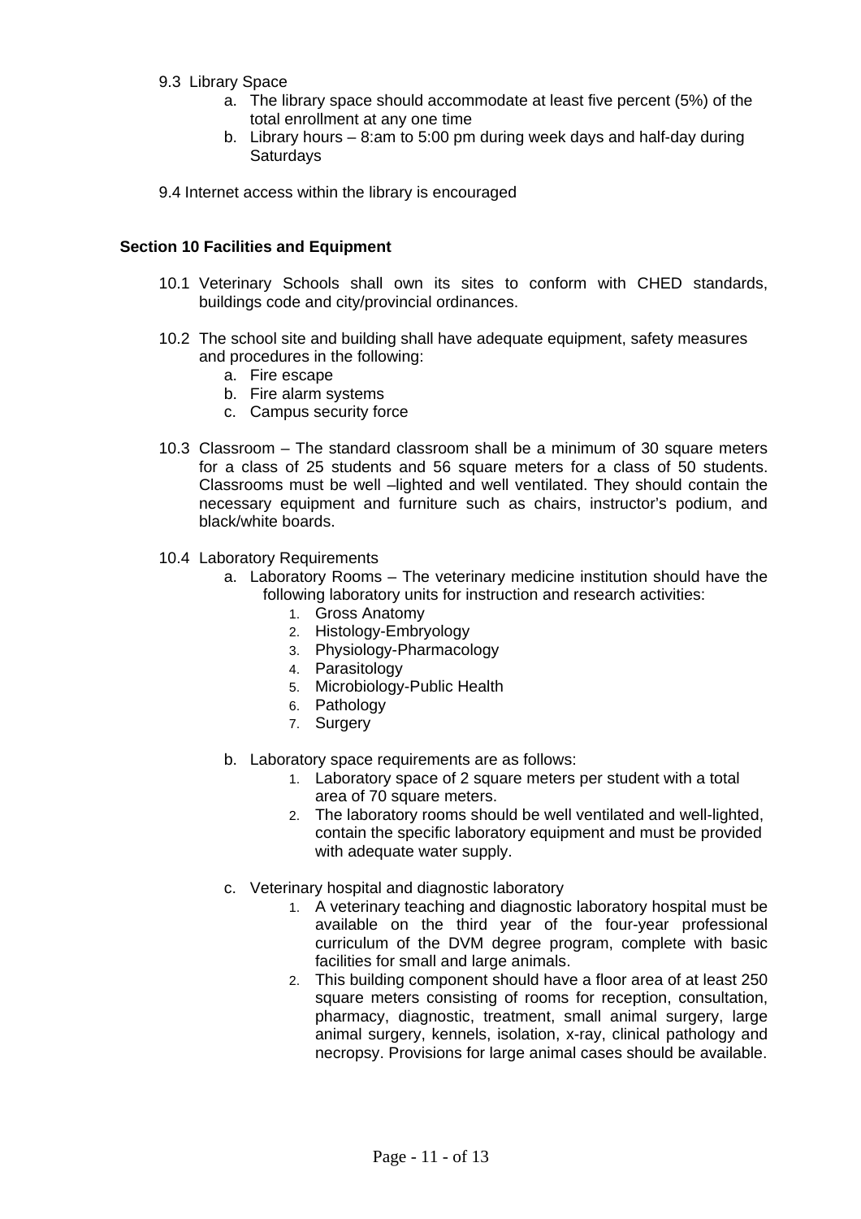9.3 Library Space

a. The library space should accommodate at least five percent (5%) of the total enrollment at any one time
b. Library hours – 8:am to 5:00 pm during week days and half-day during Saturdays

9.4 Internet access within the library is encouraged

**Section 10 Facilities and Equipment**

10.1 Veterinary Schools shall own its sites to conform with CHED standards, buildings code and city/provincial ordinances.

10.2 The school site and building shall have adequate equipment, safety measures and procedures in the following:

a. Fire escape
b. Fire alarm systems
c. Campus security force

10.3 Classroom – The standard classroom shall be a minimum of 30 square meters for a class of 25 students and 56 square meters for a class of 50 students. Classrooms must be well –lighted and well ventilated. They should contain the necessary equipment and furniture such as chairs, instructor's podium, and black/white boards.

10.4 Laboratory Requirements

a. Laboratory Rooms – The veterinary medicine institution should have the following laboratory units for instruction and research activities:
   1. Gross Anatomy
   2. Histology-Embryology
   3. Physiology-Pharmacology
   4. Parasitology
   5. Microbiology-Public Health
   6. Pathology
   7. Surgery

b. Laboratory space requirements are as follows:
   1. Laboratory space of 2 square meters per student with a total area of 70 square meters.
   2. The laboratory rooms should be well ventilated and well-lighted, contain the specific laboratory equipment and must be provided with adequate water supply.

c. Veterinary hospital and diagnostic laboratory
   1. A veterinary teaching and diagnostic laboratory hospital must be available on the third year of the four-year professional curriculum of the DVM degree program, complete with basic facilities for small and large animals.
   2. This building component should have a floor area of at least 250 square meters consisting of rooms for reception, consultation, pharmacy, diagnostic, treatment, small animal surgery, large animal surgery, kennels, isolation, x-ray, clinical pathology and necropsy. Provisions for large animal cases should be available.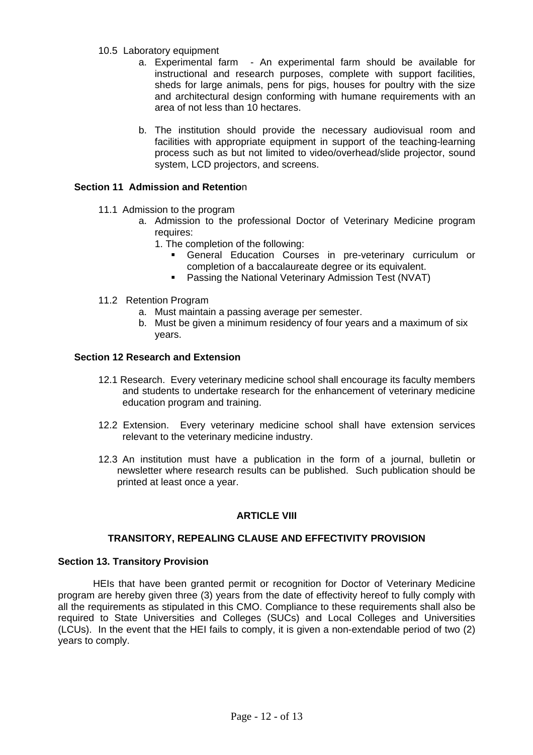10.5 Laboratory equipment

a. Experimental farm - An experimental farm should be available for instructional and research purposes, complete with support facilities, sheds for large animals, pens for pigs, houses for poultry with the size and architectural design conforming with humane requirements with an area of not less than 10 hectares.

b. The institution should provide the necessary audiovisual room and facilities with appropriate equipment in support of the teaching-learning process such as but not limited to video/overhead/slide projector, sound system, LCD projectors, and screens.

**Section 11 Admission and Retentio**n

11.1 Admission to the program

a. Admission to the professional Doctor of Veterinary Medicine program requires:

1. The completion of the following:
   - General Education Courses in pre-veterinary curriculum or completion of a baccalaureate degree or its equivalent.
   - Passing the National Veterinary Admission Test (NVAT)

11.2 Retention Program

a. Must maintain a passing average per semester.

b. Must be given a minimum residency of four years and a maximum of six years.

**Section 12 Research and Extension**

12.1 Research. Every veterinary medicine school shall encourage its faculty members and students to undertake research for the enhancement of veterinary medicine education program and training.

12.2 Extension. Every veterinary medicine school shall have extension services relevant to the veterinary medicine industry.

12.3 An institution must have a publication in the form of a journal, bulletin or newsletter where research results can be published. Such publication should be printed at least once a year.

## ARTICLE VIII

## TRANSITORY, REPEALING CLAUSE AND EFFECTIVITY PROVISION

**Section 13. Transitory Provision**

HEIs that have been granted permit or recognition for Doctor of Veterinary Medicine program are hereby given three (3) years from the date of effectivity hereof to fully comply with all the requirements as stipulated in this CMO. Compliance to these requirements shall also be required to State Universities and Colleges (SUCs) and Local Colleges and Universities (LCUs). In the event that the HEI fails to comply, it is given a non-extendable period of two (2) years to comply.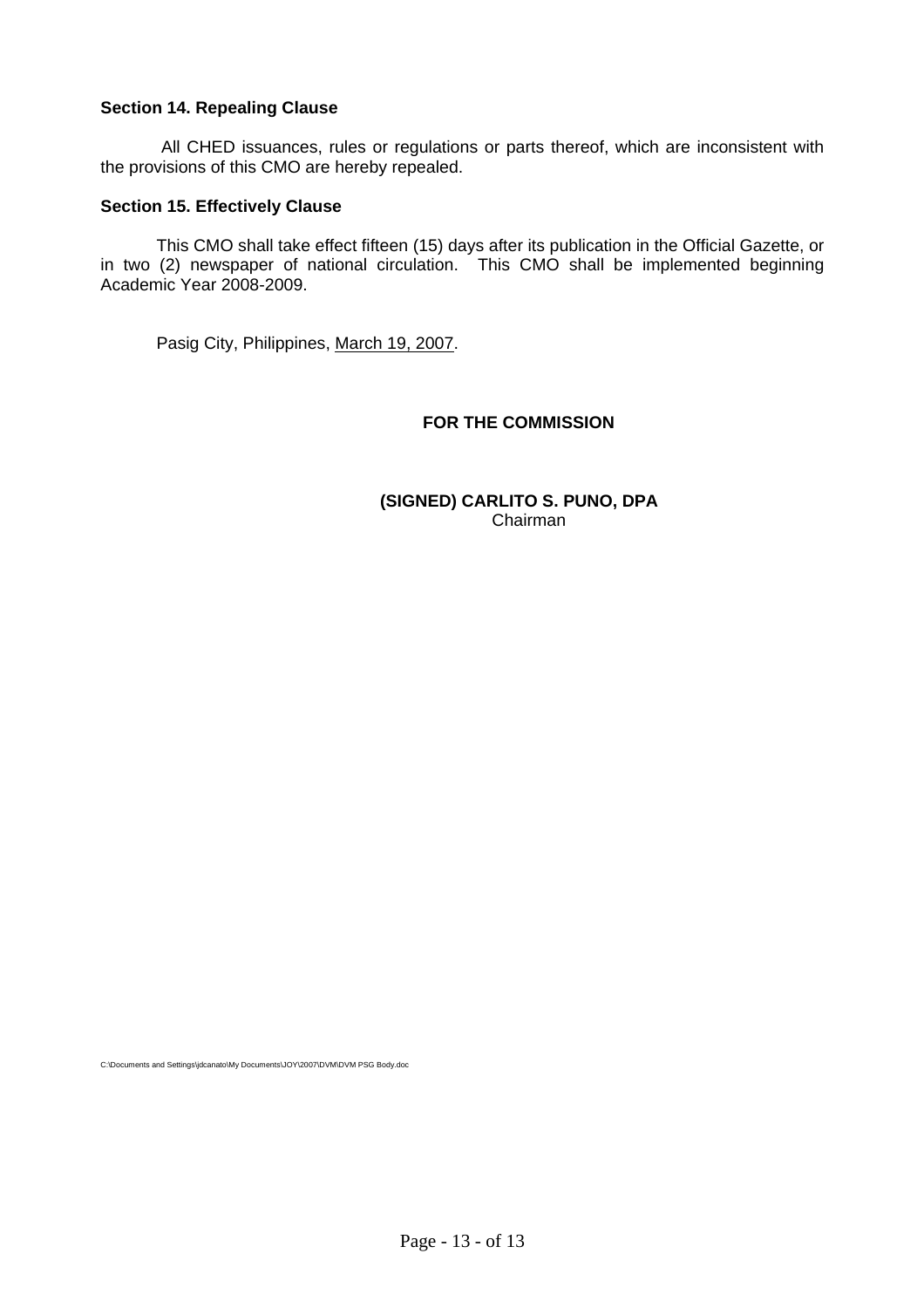**Section 14. Repealing Clause**

All CHED issuances, rules or regulations or parts thereof, which are inconsistent with the provisions of this CMO are hereby repealed.

**Section 15. Effectively Clause**

This CMO shall take effect fifteen (15) days after its publication in the Official Gazette, or in two (2) newspaper of national circulation. This CMO shall be implemented beginning Academic Year 2008-2009.

Pasig City, Philippines, March 19, 2007.

**FOR THE COMMISSION**

**(SIGNED) CARLITO S. PUNO, DPA**
Chairman

C:\Documents and Settings\jdcanato\My Documents\JOY\2007\DVM\DVM PSG Body.doc